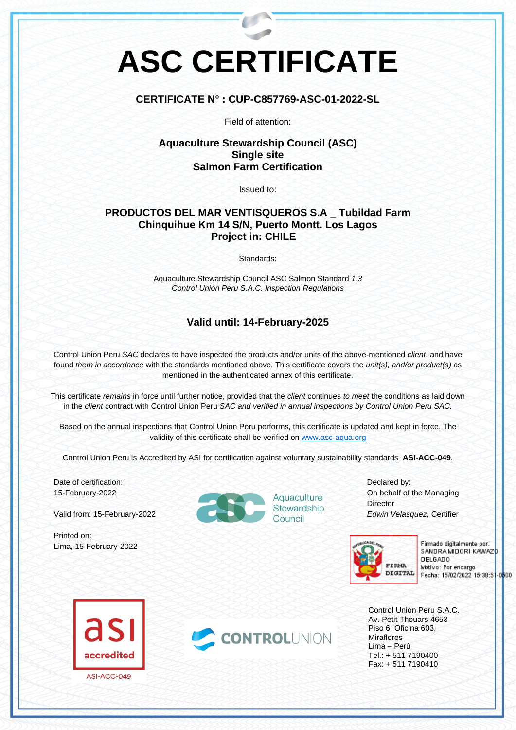# ASC CERTIFICATE

**CERTIFICATE N° : CUP-C857769-ASC-01-2022-SL**

Field of attention:

**Aquaculture Stewardship Council (ASC)**
**Single site**
**Salmon Farm Certification**

Issued to:

**PRODUCTOS DEL MAR VENTISQUEROS S.A _ Tubildad Farm**
**Chinquihue Km 14 S/N, Puerto Montt. Los Lagos**
**Project in: CHILE**

Standards:

Aquaculture Stewardship Council ASC Salmon Standard *1.3*
*Control Union Peru S.A.C. Inspection Regulations*

**Valid until: 14-February-2025**

Control Union Peru *SAC* declares to have inspected the products and/or units of the above-mentioned *client*, and have found *them in accordance* with the standards mentioned above. This certificate covers the *unit(s), and/or product(s)* as mentioned in the authenticated annex of this certificate.

This certificate *remains* in force until further notice, provided that the *client* continues *to meet* the conditions as laid down in the *client* contract with Control Union Peru *SAC and verified in annual inspections by Control Union Peru SAC.*

Based on the annual inspections that Control Union Peru performs, this certificate is updated and kept in force. The validity of this certificate shall be verified on www.asc-aqua.org

Control Union Peru is Accredited by ASI for certification against voluntary sustainability standards **ASI-ACC-049**.

Date of certification:
15-February-2022

Valid from: 15-February-2022

Printed on:
Lima, 15-February-2022

Aquaculture Stewardship Council

Declared by:
On behalf of the Managing Director
*Edwin Velasquez,* Certifier

FIRMA DIGITAL
Firmado digitalmente por: SANDRA MIDORI KAWAZO DELGADO
Motivo: Por encargo
Fecha: 15/02/2022 15:38:51-0500

asi accredited
ASI-ACC-049

CONTROLUNION

Control Union Peru S.A.C.
Av. Petit Thouars 4653
Piso 6, Oficina 603,
Miraflores
Lima – Perú
Tel.: + 511 7190400
Fax: + 511 7190410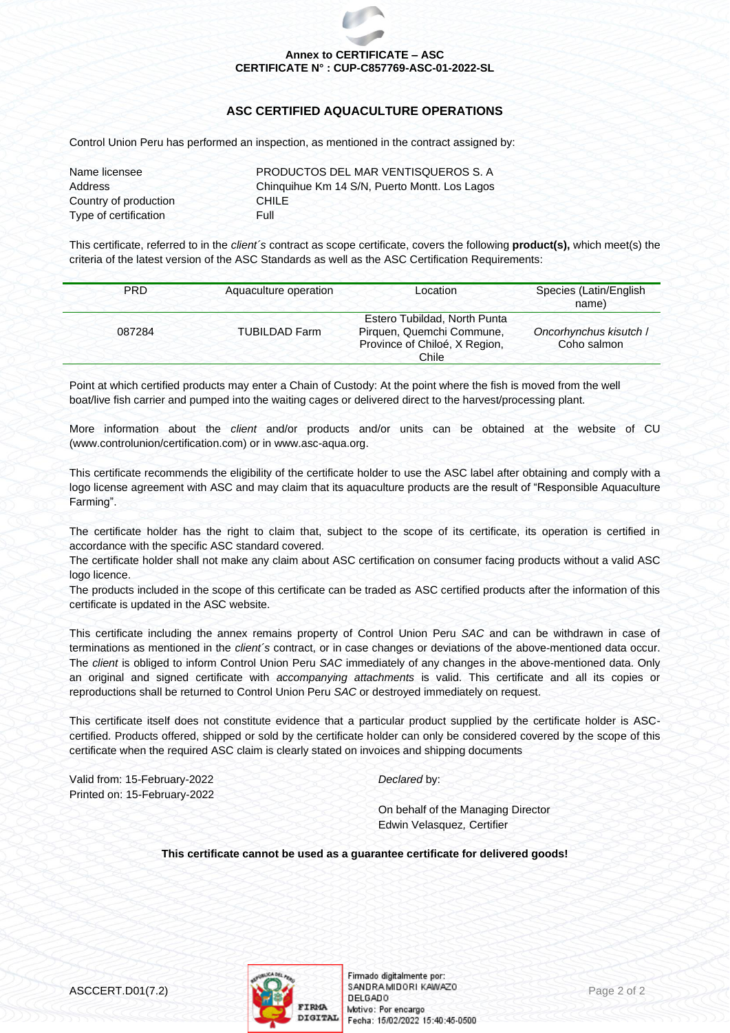**Annex to CERTIFICATE – ASC**
**CERTIFICATE N° : CUP-C857769-ASC-01-2022-SL**

## ASC CERTIFIED AQUACULTURE OPERATIONS

Control Union Peru has performed an inspection, as mentioned in the contract assigned by:

| | |
|---|---|
| Name licensee | PRODUCTOS DEL MAR VENTISQUEROS S. A |
| Address | Chinquihue Km 14 S/N, Puerto Montt. Los Lagos |
| Country of production | CHILE |
| Type of certification | Full |

This certificate, referred to in the *client´s* contract as scope certificate, covers the following **product(s),** which meet(s) the criteria of the latest version of the ASC Standards as well as the ASC Certification Requirements:

| PRD | Aquaculture operation | Location | Species (Latin/English name) |
|---|---|---|---|
| 087284 | TUBILDAD Farm | Estero Tubildad, North Punta Pirquen, Quemchi Commune, Province of Chiloé, X Region, Chile | *Oncorhynchus kisutch* / Coho salmon |

Point at which certified products may enter a Chain of Custody: At the point where the fish is moved from the well boat/live fish carrier and pumped into the waiting cages or delivered direct to the harvest/processing plant.

More information about the *client* and/or products and/or units can be obtained at the website of CU (www.controlunion/certification.com) or in www.asc-aqua.org.

This certificate recommends the eligibility of the certificate holder to use the ASC label after obtaining and comply with a logo license agreement with ASC and may claim that its aquaculture products are the result of "Responsible Aquaculture Farming".

The certificate holder has the right to claim that, subject to the scope of its certificate, its operation is certified in accordance with the specific ASC standard covered.
The certificate holder shall not make any claim about ASC certification on consumer facing products without a valid ASC logo licence.
The products included in the scope of this certificate can be traded as ASC certified products after the information of this certificate is updated in the ASC website.

This certificate including the annex remains property of Control Union Peru *SAC* and can be withdrawn in case of terminations as mentioned in the *client´s* contract, or in case changes or deviations of the above-mentioned data occur. The *client* is obliged to inform Control Union Peru *SAC* immediately of any changes in the above-mentioned data. Only an original and signed certificate with *accompanying attachments* is valid. This certificate and all its copies or reproductions shall be returned to Control Union Peru *SAC* or destroyed immediately on request.

This certificate itself does not constitute evidence that a particular product supplied by the certificate holder is ASC-certified. Products offered, shipped or sold by the certificate holder can only be considered covered by the scope of this certificate when the required ASC claim is clearly stated on invoices and shipping documents

Valid from: 15-February-2022
Printed on: 15-February-2022

*Declared* by:

On behalf of the Managing Director
Edwin Velasquez*,* Certifier

**This certificate cannot be used as a guarantee certificate for delivered goods!**

ASCCERT.D01(7.2)

FIRMA DIGITAL

Firmado digitalmente por:
SANDRA MIDORI KAWAZO DELGADO
Motivo: Por encargo
Fecha: 15/02/2022 15:40:45-0500